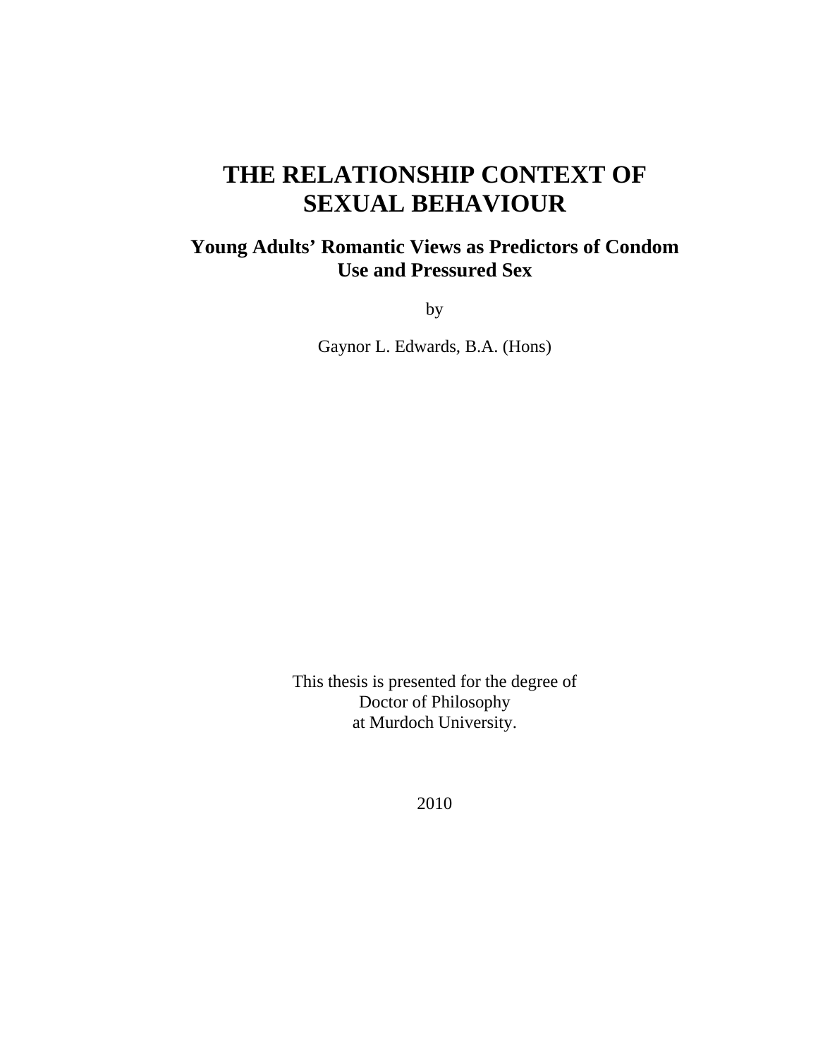# THE RELATIONSHIP CONTEXT OF SEXUAL BEHAVIOUR

## Young Adults' Romantic Views as Predictors of Condom Use and Pressured Sex

by

Gaynor L. Edwards, B.A. (Hons)

This thesis is presented for the degree of
Doctor of Philosophy
at Murdoch University.

2010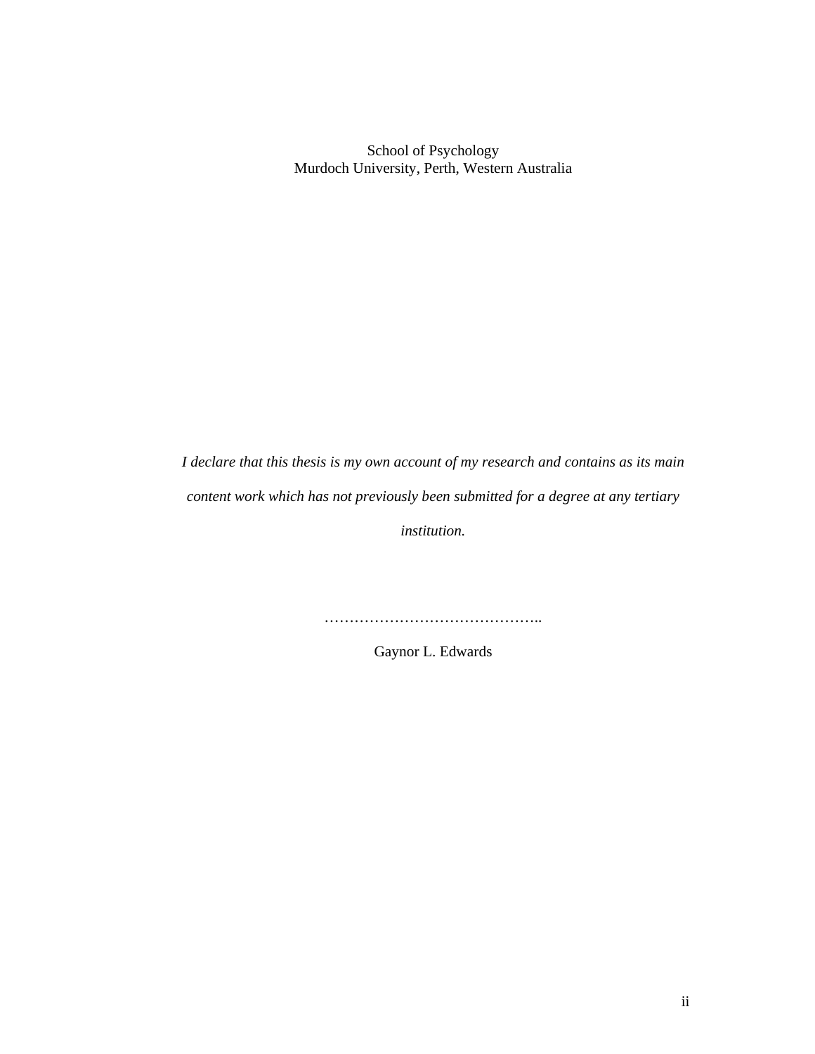School of Psychology
Murdoch University, Perth, Western Australia

*I declare that this thesis is my own account of my research and contains as its main content work which has not previously been submitted for a degree at any tertiary institution.*

……………………………………..

Gaynor L. Edwards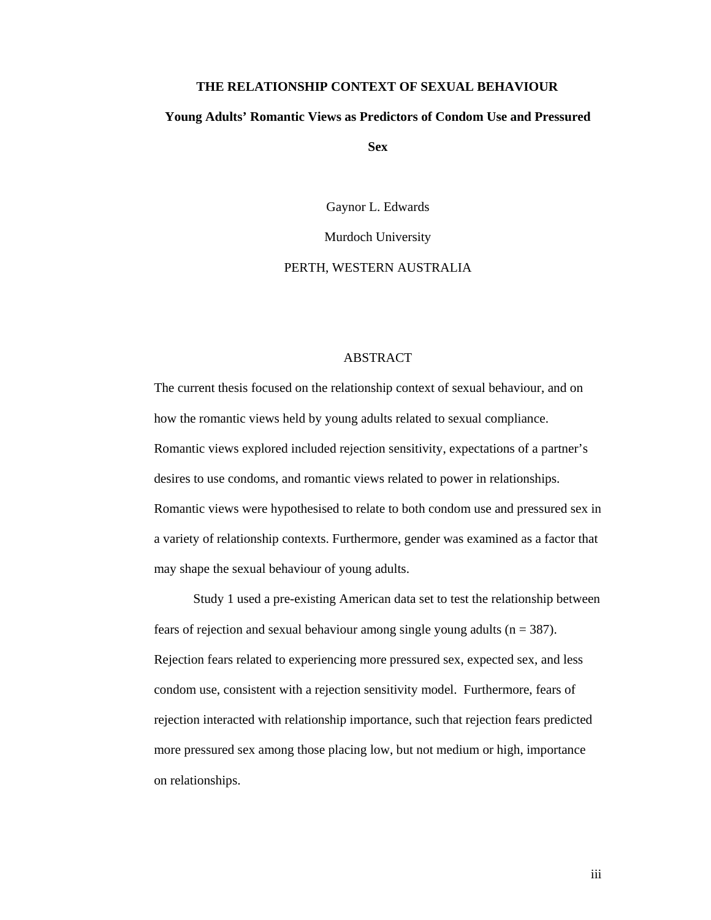# THE RELATIONSHIP CONTEXT OF SEXUAL BEHAVIOUR

## Young Adults' Romantic Views as Predictors of Condom Use and Pressured Sex

Gaynor L. Edwards

Murdoch University

PERTH, WESTERN AUSTRALIA

## ABSTRACT

The current thesis focused on the relationship context of sexual behaviour, and on how the romantic views held by young adults related to sexual compliance. Romantic views explored included rejection sensitivity, expectations of a partner's desires to use condoms, and romantic views related to power in relationships. Romantic views were hypothesised to relate to both condom use and pressured sex in a variety of relationship contexts. Furthermore, gender was examined as a factor that may shape the sexual behaviour of young adults.

Study 1 used a pre-existing American data set to test the relationship between fears of rejection and sexual behaviour among single young adults ($n = 387$). Rejection fears related to experiencing more pressured sex, expected sex, and less condom use, consistent with a rejection sensitivity model. Furthermore, fears of rejection interacted with relationship importance, such that rejection fears predicted more pressured sex among those placing low, but not medium or high, importance on relationships.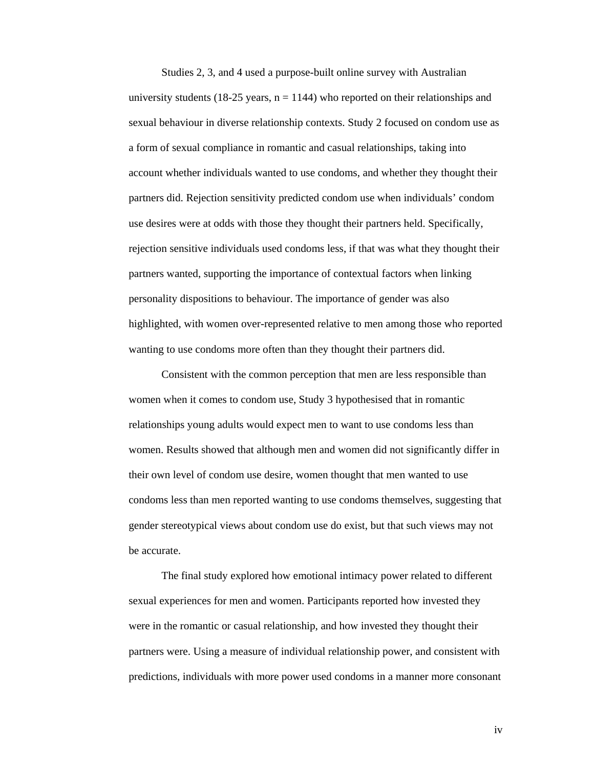Studies 2, 3, and 4 used a purpose-built online survey with Australian university students (18-25 years, n = 1144) who reported on their relationships and sexual behaviour in diverse relationship contexts. Study 2 focused on condom use as a form of sexual compliance in romantic and casual relationships, taking into account whether individuals wanted to use condoms, and whether they thought their partners did. Rejection sensitivity predicted condom use when individuals' condom use desires were at odds with those they thought their partners held. Specifically, rejection sensitive individuals used condoms less, if that was what they thought their partners wanted, supporting the importance of contextual factors when linking personality dispositions to behaviour. The importance of gender was also highlighted, with women over-represented relative to men among those who reported wanting to use condoms more often than they thought their partners did.

Consistent with the common perception that men are less responsible than women when it comes to condom use, Study 3 hypothesised that in romantic relationships young adults would expect men to want to use condoms less than women. Results showed that although men and women did not significantly differ in their own level of condom use desire, women thought that men wanted to use condoms less than men reported wanting to use condoms themselves, suggesting that gender stereotypical views about condom use do exist, but that such views may not be accurate.

The final study explored how emotional intimacy power related to different sexual experiences for men and women. Participants reported how invested they were in the romantic or casual relationship, and how invested they thought their partners were. Using a measure of individual relationship power, and consistent with predictions, individuals with more power used condoms in a manner more consonant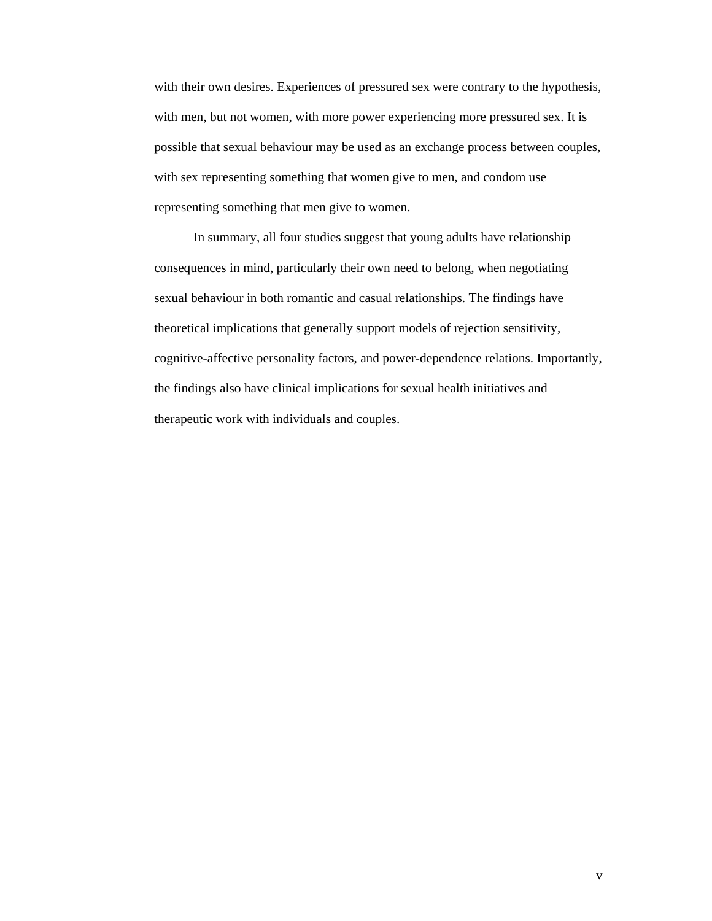with their own desires. Experiences of pressured sex were contrary to the hypothesis, with men, but not women, with more power experiencing more pressured sex. It is possible that sexual behaviour may be used as an exchange process between couples, with sex representing something that women give to men, and condom use representing something that men give to women.

In summary, all four studies suggest that young adults have relationship consequences in mind, particularly their own need to belong, when negotiating sexual behaviour in both romantic and casual relationships. The findings have theoretical implications that generally support models of rejection sensitivity, cognitive-affective personality factors, and power-dependence relations. Importantly, the findings also have clinical implications for sexual health initiatives and therapeutic work with individuals and couples.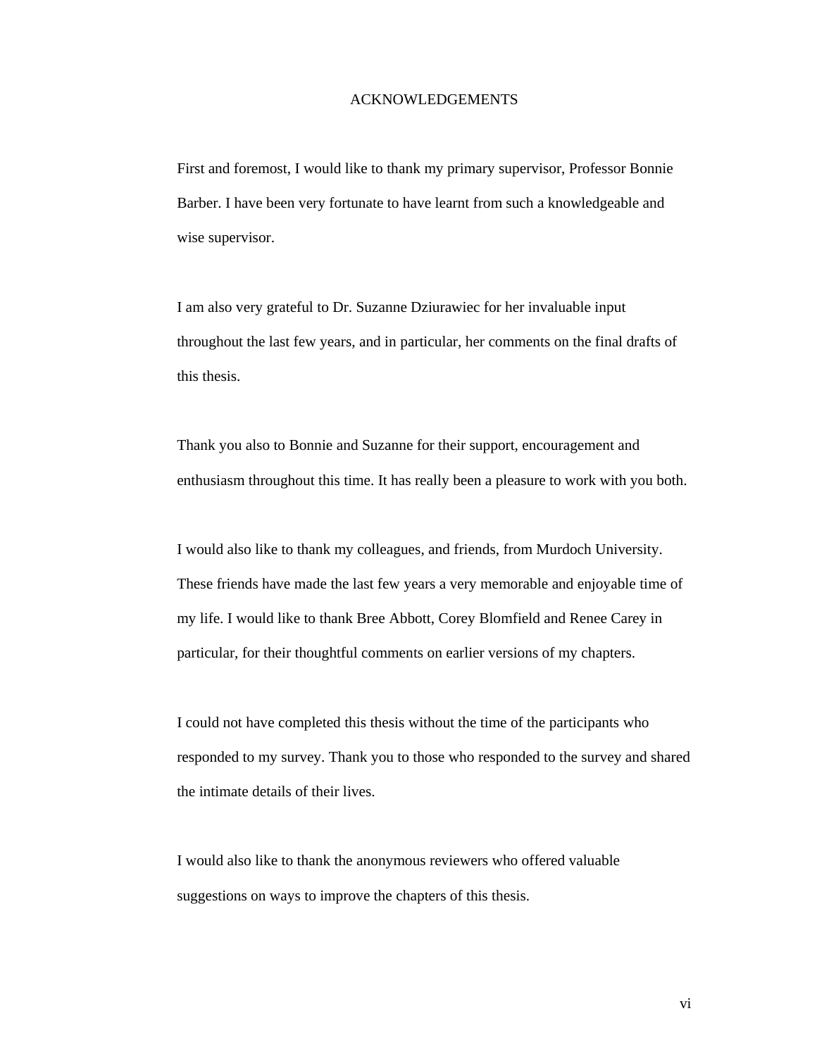# ACKNOWLEDGEMENTS

First and foremost, I would like to thank my primary supervisor, Professor Bonnie Barber. I have been very fortunate to have learnt from such a knowledgeable and wise supervisor.

I am also very grateful to Dr. Suzanne Dziurawiec for her invaluable input throughout the last few years, and in particular, her comments on the final drafts of this thesis.

Thank you also to Bonnie and Suzanne for their support, encouragement and enthusiasm throughout this time. It has really been a pleasure to work with you both.

I would also like to thank my colleagues, and friends, from Murdoch University. These friends have made the last few years a very memorable and enjoyable time of my life. I would like to thank Bree Abbott, Corey Blomfield and Renee Carey in particular, for their thoughtful comments on earlier versions of my chapters.

I could not have completed this thesis without the time of the participants who responded to my survey. Thank you to those who responded to the survey and shared the intimate details of their lives.

I would also like to thank the anonymous reviewers who offered valuable suggestions on ways to improve the chapters of this thesis.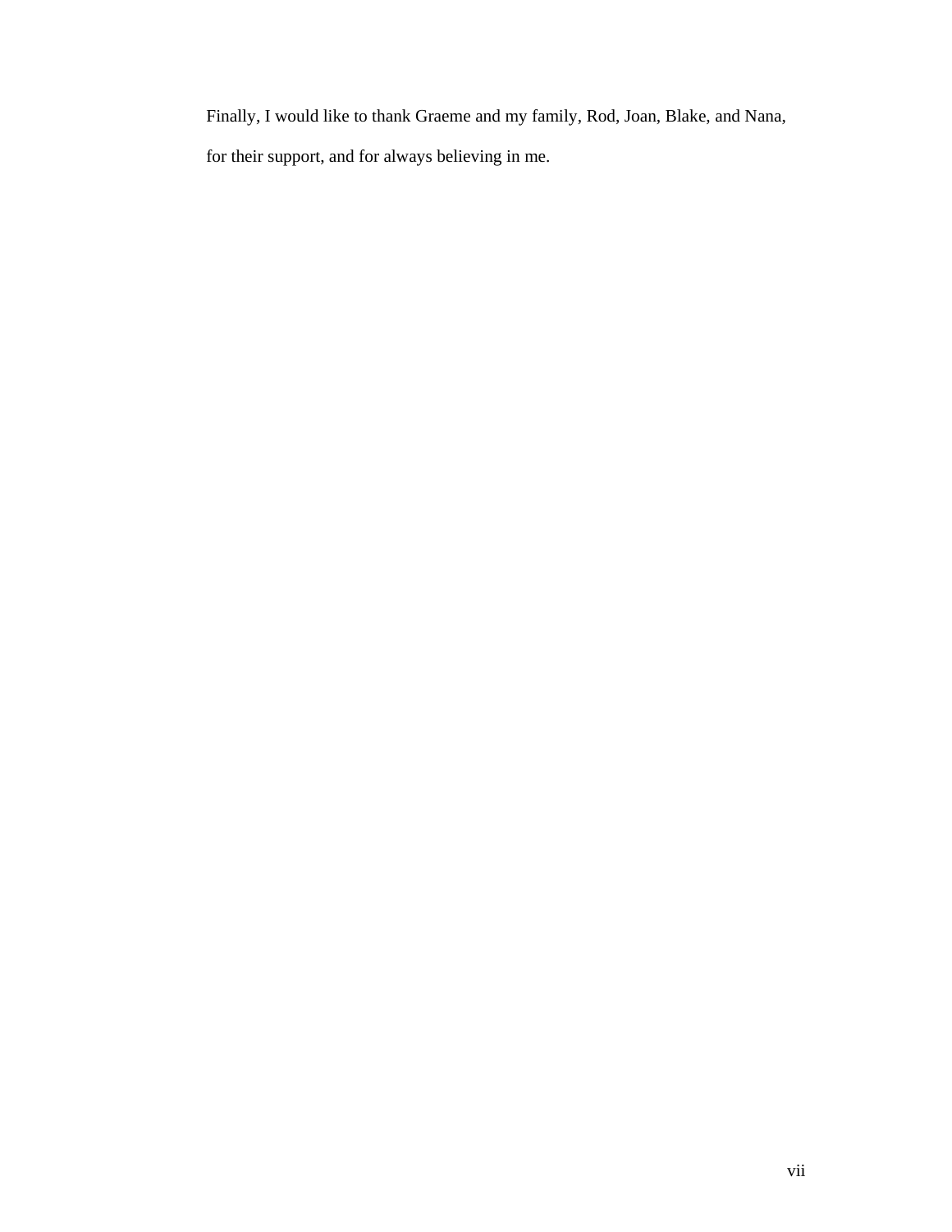Finally, I would like to thank Graeme and my family, Rod, Joan, Blake, and Nana, for their support, and for always believing in me.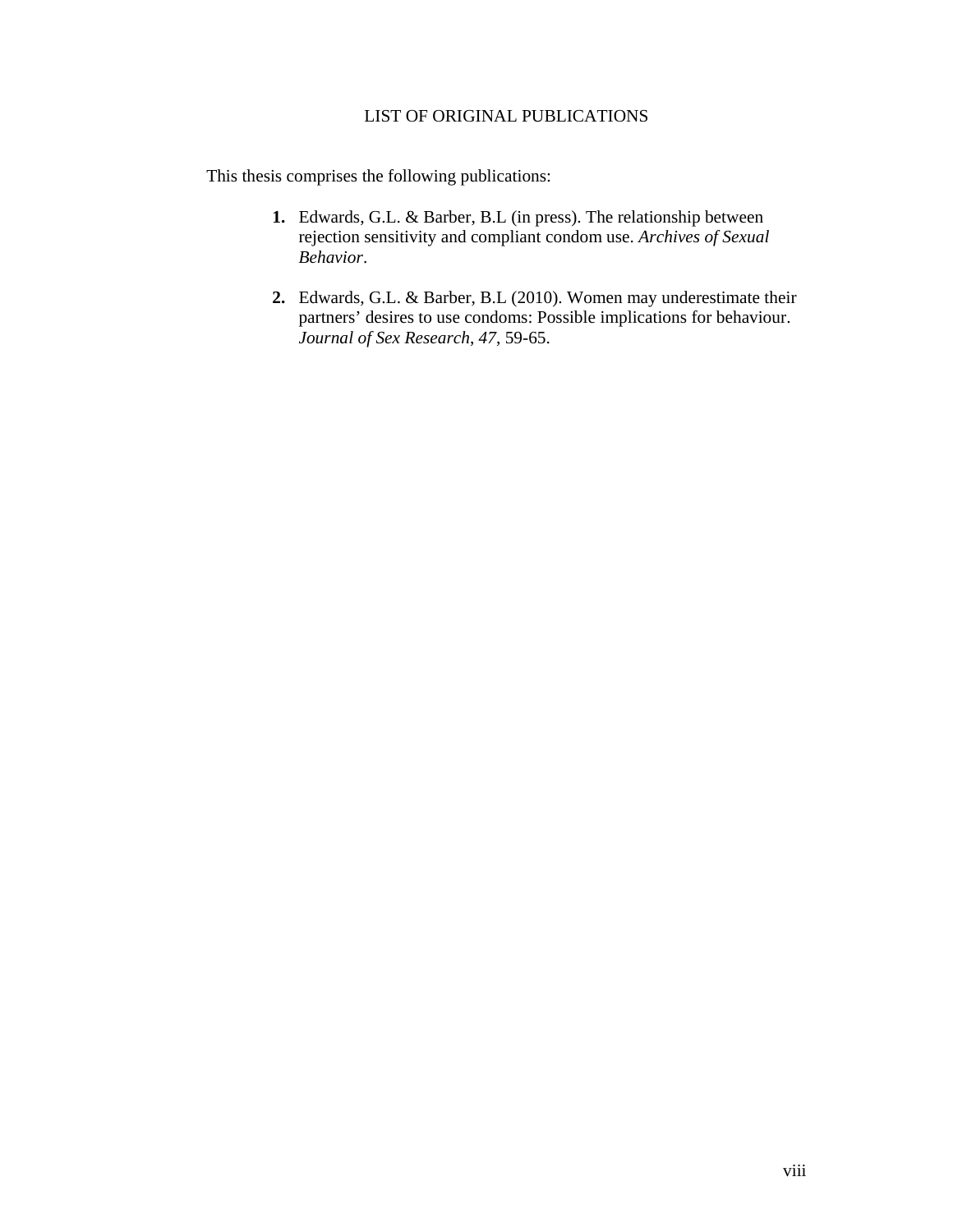# LIST OF ORIGINAL PUBLICATIONS

This thesis comprises the following publications:

1. Edwards, G.L. & Barber, B.L (in press). The relationship between rejection sensitivity and compliant condom use. *Archives of Sexual Behavior*.

2. Edwards, G.L. & Barber, B.L (2010). Women may underestimate their partners' desires to use condoms: Possible implications for behaviour. *Journal of Sex Research*, *47*, 59-65.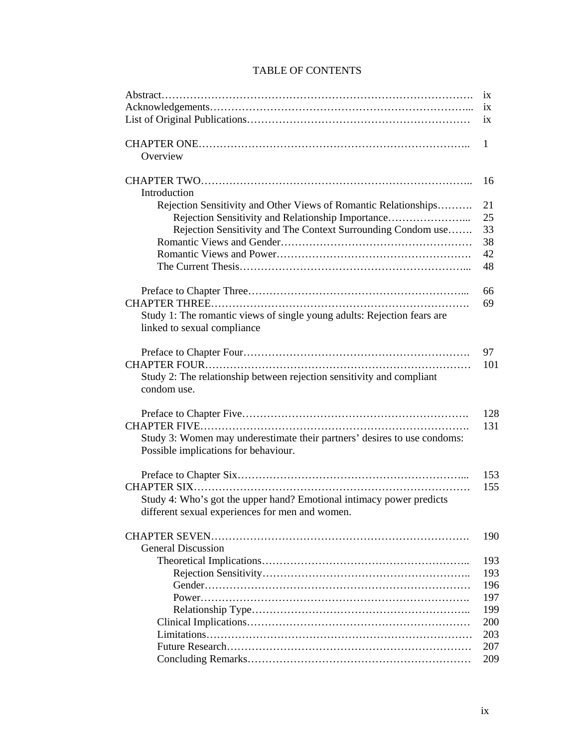# TABLE OF CONTENTS

| | |
|---|---|
| Abstract | ix |
| Acknowledgements | ix |
| List of Original Publications | ix |
| | |
| CHAPTER ONE | 1 |
| Overview | |
| | |
| CHAPTER TWO | 16 |
| Introduction | |
| Rejection Sensitivity and Other Views of Romantic Relationships | 21 |
| Rejection Sensitivity and Relationship Importance | 25 |
| Rejection Sensitivity and The Context Surrounding Condom use | 33 |
| Romantic Views and Gender | 38 |
| Romantic Views and Power | 42 |
| The Current Thesis | 48 |
| | |
| Preface to Chapter Three | 66 |
| CHAPTER THREE | 69 |
| Study 1: The romantic views of single young adults: Rejection fears are linked to sexual compliance | |
| | |
| Preface to Chapter Four | 97 |
| CHAPTER FOUR | 101 |
| Study 2: The relationship between rejection sensitivity and compliant condom use. | |
| | |
| Preface to Chapter Five | 128 |
| CHAPTER FIVE | 131 |
| Study 3: Women may underestimate their partners' desires to use condoms: Possible implications for behaviour. | |
| | |
| Preface to Chapter Six | 153 |
| CHAPTER SIX | 155 |
| Study 4: Who's got the upper hand? Emotional intimacy power predicts different sexual experiences for men and women. | |
| | |
| CHAPTER SEVEN | 190 |
| General Discussion | |
| Theoretical Implications | 193 |
| Rejection Sensitivity | 193 |
| Gender | 196 |
| Power | 197 |
| Relationship Type | 199 |
| Clinical Implications | 200 |
| Limitations | 203 |
| Future Research | 207 |
| Concluding Remarks | 209 |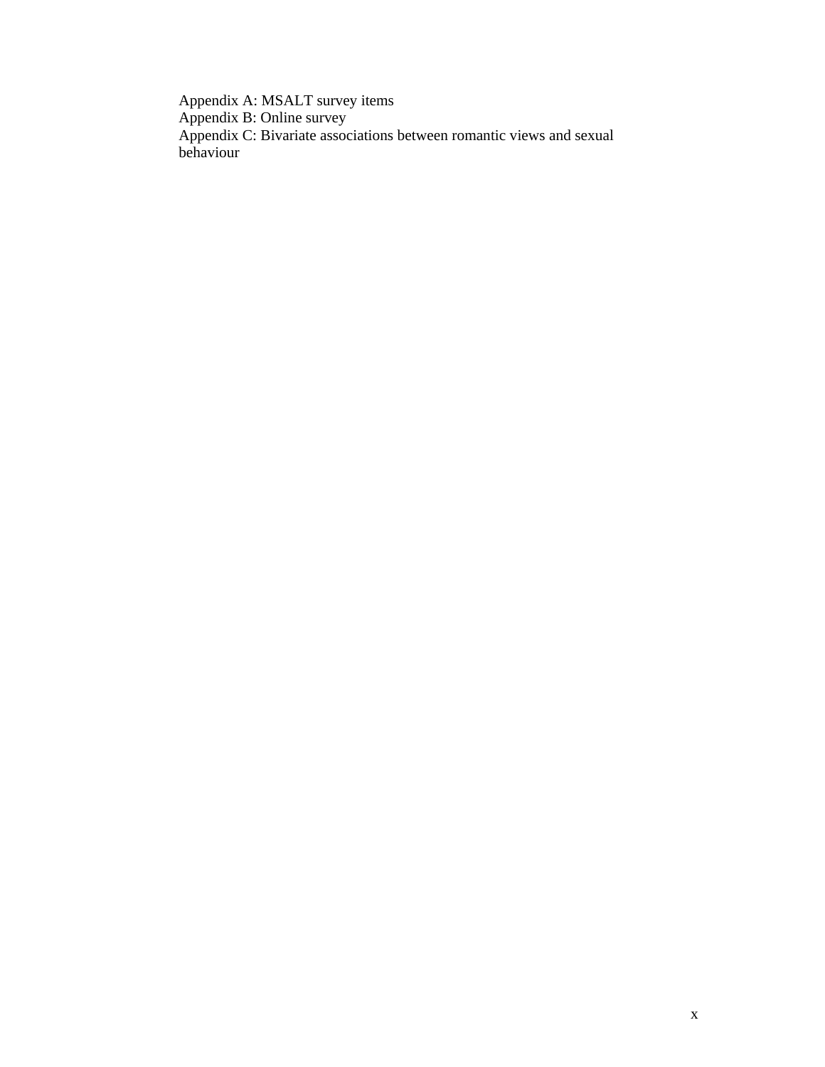Appendix A: MSALT survey items
Appendix B: Online survey
Appendix C: Bivariate associations between romantic views and sexual behaviour